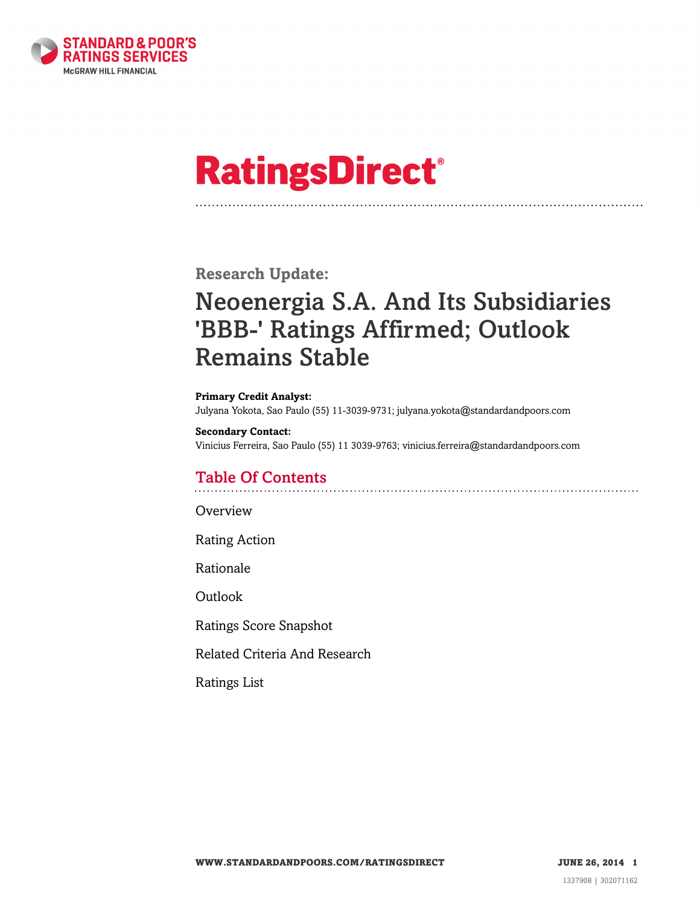STANDARD & POOR'S RATINGS SERVICES
McGRAW HILL FINANCIAL

# RatingsDirect®

## Research Update:

# Neoenergia S.A. And Its Subsidiaries 'BBB-' Ratings Affirmed; Outlook Remains Stable

**Primary Credit Analyst:**
Julyana Yokota, Sao Paulo (55) 11-3039-9731; julyana.yokota@standardandpoors.com

**Secondary Contact:**
Vinicius Ferreira, Sao Paulo (55) 11 3039-9763; vinicius.ferreira@standardandpoors.com

## Table Of Contents

Overview

Rating Action

Rationale

Outlook

Ratings Score Snapshot

Related Criteria And Research

Ratings List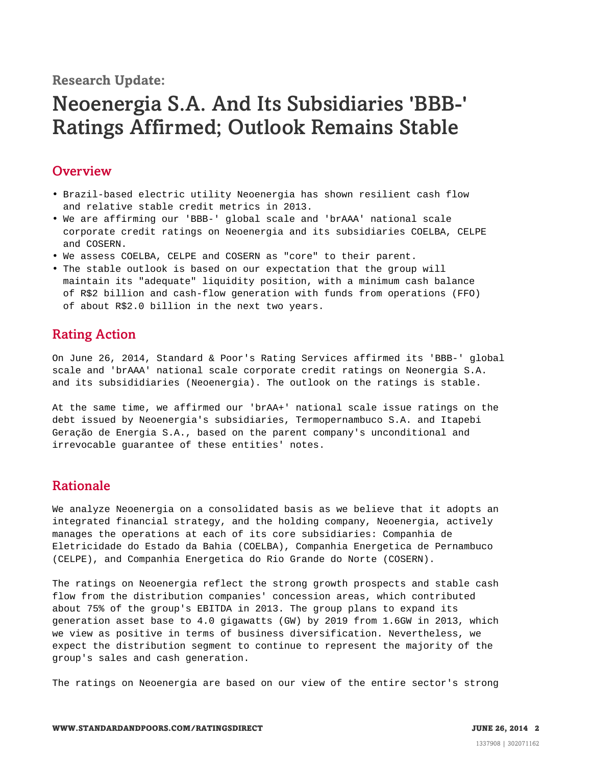Research Update:

# Neoenergia S.A. And Its Subsidiaries 'BBB-' Ratings Affirmed; Outlook Remains Stable

## Overview

- Brazil-based electric utility Neoenergia has shown resilient cash flow and relative stable credit metrics in 2013.
- We are affirming our 'BBB-' global scale and 'brAAA' national scale corporate credit ratings on Neoenergia and its subsidiaries COELBA, CELPE and COSERN.
- We assess COELBA, CELPE and COSERN as "core" to their parent.
- The stable outlook is based on our expectation that the group will maintain its "adequate" liquidity position, with a minimum cash balance of R$2 billion and cash-flow generation with funds from operations (FFO) of about R$2.0 billion in the next two years.

## Rating Action

On June 26, 2014, Standard & Poor's Rating Services affirmed its 'BBB-' global scale and 'brAAA' national scale corporate credit ratings on Neonergia S.A. and its subsididiaries (Neoenergia). The outlook on the ratings is stable.

At the same time, we affirmed our 'brAA+' national scale issue ratings on the debt issued by Neoenergia's subsidiaries, Termopernambuco S.A. and Itapebi Geração de Energia S.A., based on the parent company's unconditional and irrevocable guarantee of these entities' notes.

## Rationale

We analyze Neoenergia on a consolidated basis as we believe that it adopts an integrated financial strategy, and the holding company, Neoenergia, actively manages the operations at each of its core subsidiaries: Companhia de Eletricidade do Estado da Bahia (COELBA), Companhia Energetica de Pernambuco (CELPE), and Companhia Energetica do Rio Grande do Norte (COSERN).

The ratings on Neoenergia reflect the strong growth prospects and stable cash flow from the distribution companies' concession areas, which contributed about 75% of the group's EBITDA in 2013. The group plans to expand its generation asset base to 4.0 gigawatts (GW) by 2019 from 1.6GW in 2013, which we view as positive in terms of business diversification. Nevertheless, we expect the distribution segment to continue to represent the majority of the group's sales and cash generation.

The ratings on Neoenergia are based on our view of the entire sector's strong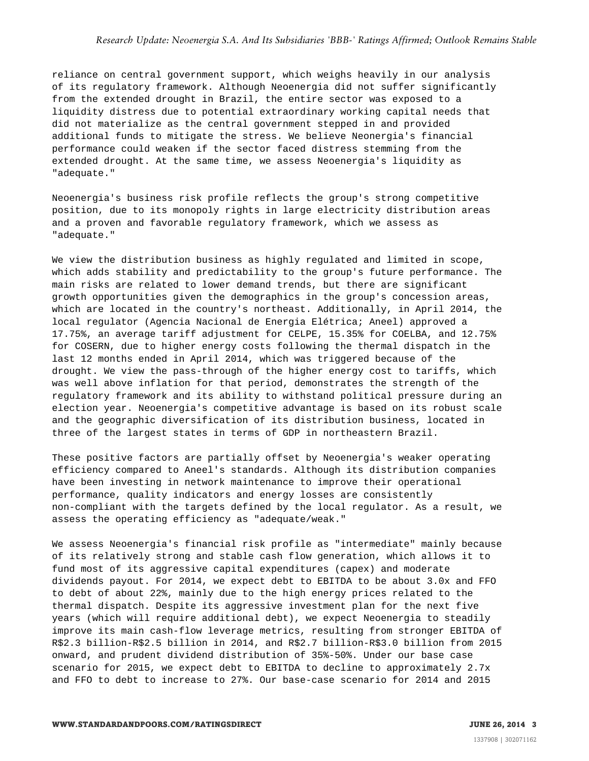reliance on central government support, which weighs heavily in our analysis of its regulatory framework. Although Neoenergia did not suffer significantly from the extended drought in Brazil, the entire sector was exposed to a liquidity distress due to potential extraordinary working capital needs that did not materialize as the central government stepped in and provided additional funds to mitigate the stress. We believe Neonergia's financial performance could weaken if the sector faced distress stemming from the extended drought. At the same time, we assess Neoenergia's liquidity as "adequate."

Neoenergia's business risk profile reflects the group's strong competitive position, due to its monopoly rights in large electricity distribution areas and a proven and favorable regulatory framework, which we assess as "adequate."

We view the distribution business as highly regulated and limited in scope, which adds stability and predictability to the group's future performance. The main risks are related to lower demand trends, but there are significant growth opportunities given the demographics in the group's concession areas, which are located in the country's northeast. Additionally, in April 2014, the local regulator (Agencia Nacional de Energia Elétrica; Aneel) approved a 17.75%, an average tariff adjustment for CELPE, 15.35% for COELBA, and 12.75% for COSERN, due to higher energy costs following the thermal dispatch in the last 12 months ended in April 2014, which was triggered because of the drought. We view the pass-through of the higher energy cost to tariffs, which was well above inflation for that period, demonstrates the strength of the regulatory framework and its ability to withstand political pressure during an election year. Neoenergia's competitive advantage is based on its robust scale and the geographic diversification of its distribution business, located in three of the largest states in terms of GDP in northeastern Brazil.

These positive factors are partially offset by Neoenergia's weaker operating efficiency compared to Aneel's standards. Although its distribution companies have been investing in network maintenance to improve their operational performance, quality indicators and energy losses are consistently non-compliant with the targets defined by the local regulator. As a result, we assess the operating efficiency as "adequate/weak."

We assess Neoenergia's financial risk profile as "intermediate" mainly because of its relatively strong and stable cash flow generation, which allows it to fund most of its aggressive capital expenditures (capex) and moderate dividends payout. For 2014, we expect debt to EBITDA to be about 3.0x and FFO to debt of about 22%, mainly due to the high energy prices related to the thermal dispatch. Despite its aggressive investment plan for the next five years (which will require additional debt), we expect Neoenergia to steadily improve its main cash-flow leverage metrics, resulting from stronger EBITDA of R$2.3 billion-R$2.5 billion in 2014, and R$2.7 billion-R$3.0 billion from 2015 onward, and prudent dividend distribution of 35%-50%. Under our base case scenario for 2015, we expect debt to EBITDA to decline to approximately 2.7x and FFO to debt to increase to 27%. Our base-case scenario for 2014 and 2015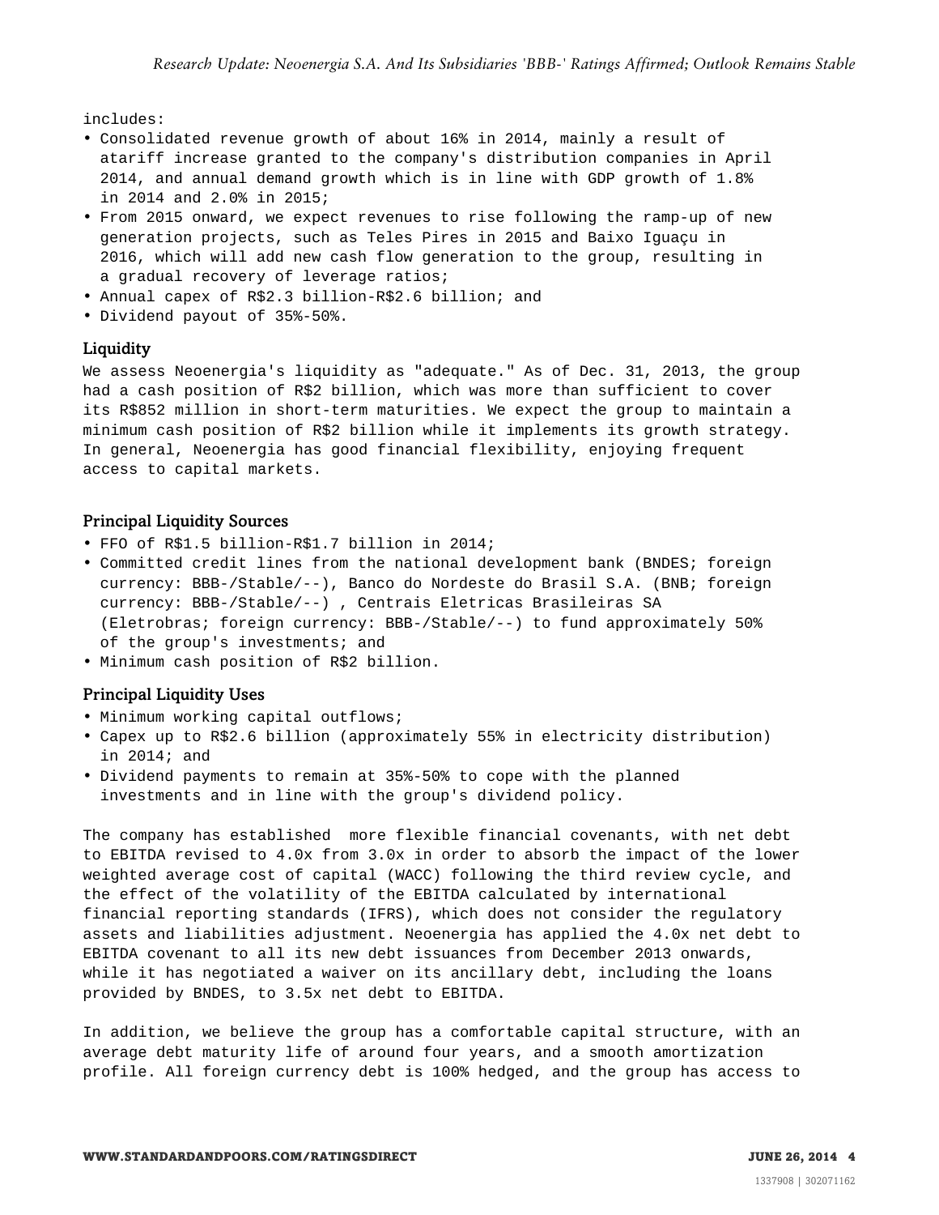includes:

- Consolidated revenue growth of about 16% in 2014, mainly a result of atariff increase granted to the company's distribution companies in April 2014, and annual demand growth which is in line with GDP growth of 1.8% in 2014 and 2.0% in 2015;
- From 2015 onward, we expect revenues to rise following the ramp-up of new generation projects, such as Teles Pires in 2015 and Baixo Iguaçu in 2016, which will add new cash flow generation to the group, resulting in a gradual recovery of leverage ratios;
- Annual capex of R$2.3 billion-R$2.6 billion; and
- Dividend payout of 35%-50%.

## Liquidity

We assess Neoenergia's liquidity as "adequate." As of Dec. 31, 2013, the group had a cash position of R$2 billion, which was more than sufficient to cover its R$852 million in short-term maturities. We expect the group to maintain a minimum cash position of R$2 billion while it implements its growth strategy. In general, Neoenergia has good financial flexibility, enjoying frequent access to capital markets.

## Principal Liquidity Sources

- FFO of R$1.5 billion-R$1.7 billion in 2014;
- Committed credit lines from the national development bank (BNDES; foreign currency: BBB-/Stable/--), Banco do Nordeste do Brasil S.A. (BNB; foreign currency: BBB-/Stable/--) , Centrais Eletricas Brasileiras SA (Eletrobras; foreign currency: BBB-/Stable/--) to fund approximately 50% of the group's investments; and
- Minimum cash position of R$2 billion.

## Principal Liquidity Uses

- Minimum working capital outflows;
- Capex up to R$2.6 billion (approximately 55% in electricity distribution) in 2014; and
- Dividend payments to remain at 35%-50% to cope with the planned investments and in line with the group's dividend policy.

The company has established more flexible financial covenants, with net debt to EBITDA revised to 4.0x from 3.0x in order to absorb the impact of the lower weighted average cost of capital (WACC) following the third review cycle, and the effect of the volatility of the EBITDA calculated by international financial reporting standards (IFRS), which does not consider the regulatory assets and liabilities adjustment. Neoenergia has applied the 4.0x net debt to EBITDA covenant to all its new debt issuances from December 2013 onwards, while it has negotiated a waiver on its ancillary debt, including the loans provided by BNDES, to 3.5x net debt to EBITDA.

In addition, we believe the group has a comfortable capital structure, with an average debt maturity life of around four years, and a smooth amortization profile. All foreign currency debt is 100% hedged, and the group has access to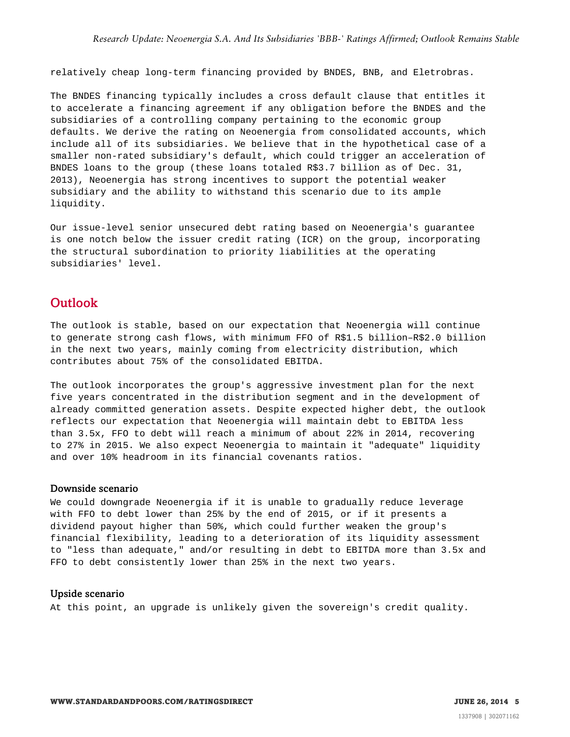relatively cheap long-term financing provided by BNDES, BNB, and Eletrobras.

The BNDES financing typically includes a cross default clause that entitles it to accelerate a financing agreement if any obligation before the BNDES and the subsidiaries of a controlling company pertaining to the economic group defaults. We derive the rating on Neoenergia from consolidated accounts, which include all of its subsidiaries. We believe that in the hypothetical case of a smaller non-rated subsidiary's default, which could trigger an acceleration of BNDES loans to the group (these loans totaled R$3.7 billion as of Dec. 31, 2013), Neoenergia has strong incentives to support the potential weaker subsidiary and the ability to withstand this scenario due to its ample liquidity.

Our issue-level senior unsecured debt rating based on Neoenergia's guarantee is one notch below the issuer credit rating (ICR) on the group, incorporating the structural subordination to priority liabilities at the operating subsidiaries' level.

## Outlook

The outlook is stable, based on our expectation that Neoenergia will continue to generate strong cash flows, with minimum FFO of R$1.5 billion–R$2.0 billion in the next two years, mainly coming from electricity distribution, which contributes about 75% of the consolidated EBITDA.

The outlook incorporates the group's aggressive investment plan for the next five years concentrated in the distribution segment and in the development of already committed generation assets. Despite expected higher debt, the outlook reflects our expectation that Neoenergia will maintain debt to EBITDA less than 3.5x, FFO to debt will reach a minimum of about 22% in 2014, recovering to 27% in 2015. We also expect Neoenergia to maintain it "adequate" liquidity and over 10% headroom in its financial covenants ratios.

### Downside scenario

We could downgrade Neoenergia if it is unable to gradually reduce leverage with FFO to debt lower than 25% by the end of 2015, or if it presents a dividend payout higher than 50%, which could further weaken the group's financial flexibility, leading to a deterioration of its liquidity assessment to "less than adequate," and/or resulting in debt to EBITDA more than 3.5x and FFO to debt consistently lower than 25% in the next two years.

### Upside scenario

At this point, an upgrade is unlikely given the sovereign's credit quality.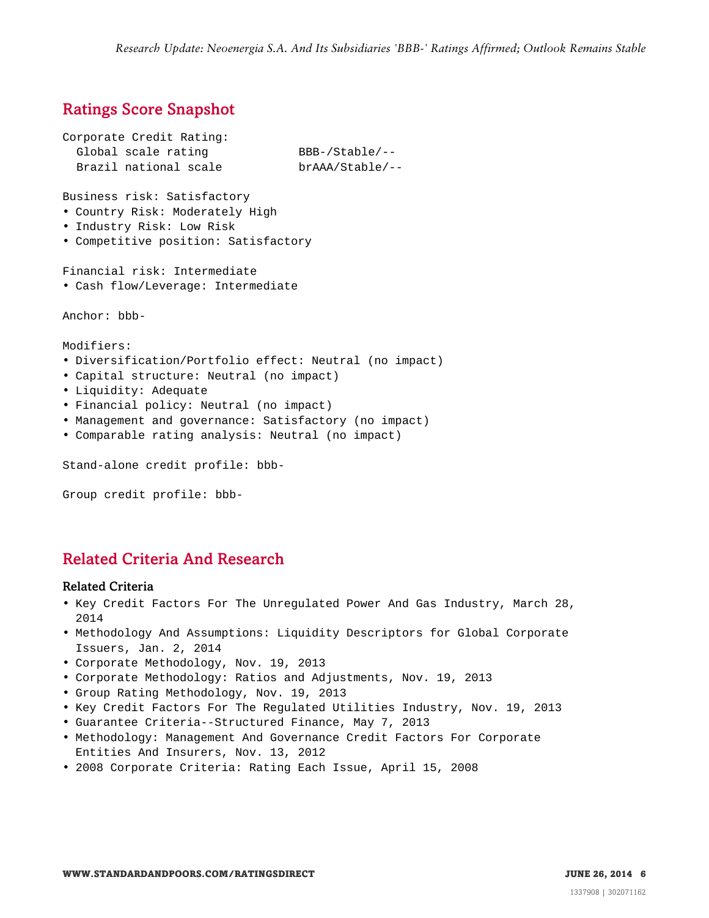## Ratings Score Snapshot

Corporate Credit Rating:

Global scale rating BBB-/Stable/--

Brazil national scale brAAA/Stable/--

Business risk: Satisfactory

- Country Risk: Moderately High
- Industry Risk: Low Risk
- Competitive position: Satisfactory

Financial risk: Intermediate

- Cash flow/Leverage: Intermediate

Anchor: bbb-

Modifiers:

- Diversification/Portfolio effect: Neutral (no impact)
- Capital structure: Neutral (no impact)
- Liquidity: Adequate
- Financial policy: Neutral (no impact)
- Management and governance: Satisfactory (no impact)
- Comparable rating analysis: Neutral (no impact)

Stand-alone credit profile: bbb-

Group credit profile: bbb-

## Related Criteria And Research

### Related Criteria

- Key Credit Factors For The Unregulated Power And Gas Industry, March 28, 2014
- Methodology And Assumptions: Liquidity Descriptors for Global Corporate Issuers, Jan. 2, 2014
- Corporate Methodology, Nov. 19, 2013
- Corporate Methodology: Ratios and Adjustments, Nov. 19, 2013
- Group Rating Methodology, Nov. 19, 2013
- Key Credit Factors For The Regulated Utilities Industry, Nov. 19, 2013
- Guarantee Criteria--Structured Finance, May 7, 2013
- Methodology: Management And Governance Credit Factors For Corporate Entities And Insurers, Nov. 13, 2012
- 2008 Corporate Criteria: Rating Each Issue, April 15, 2008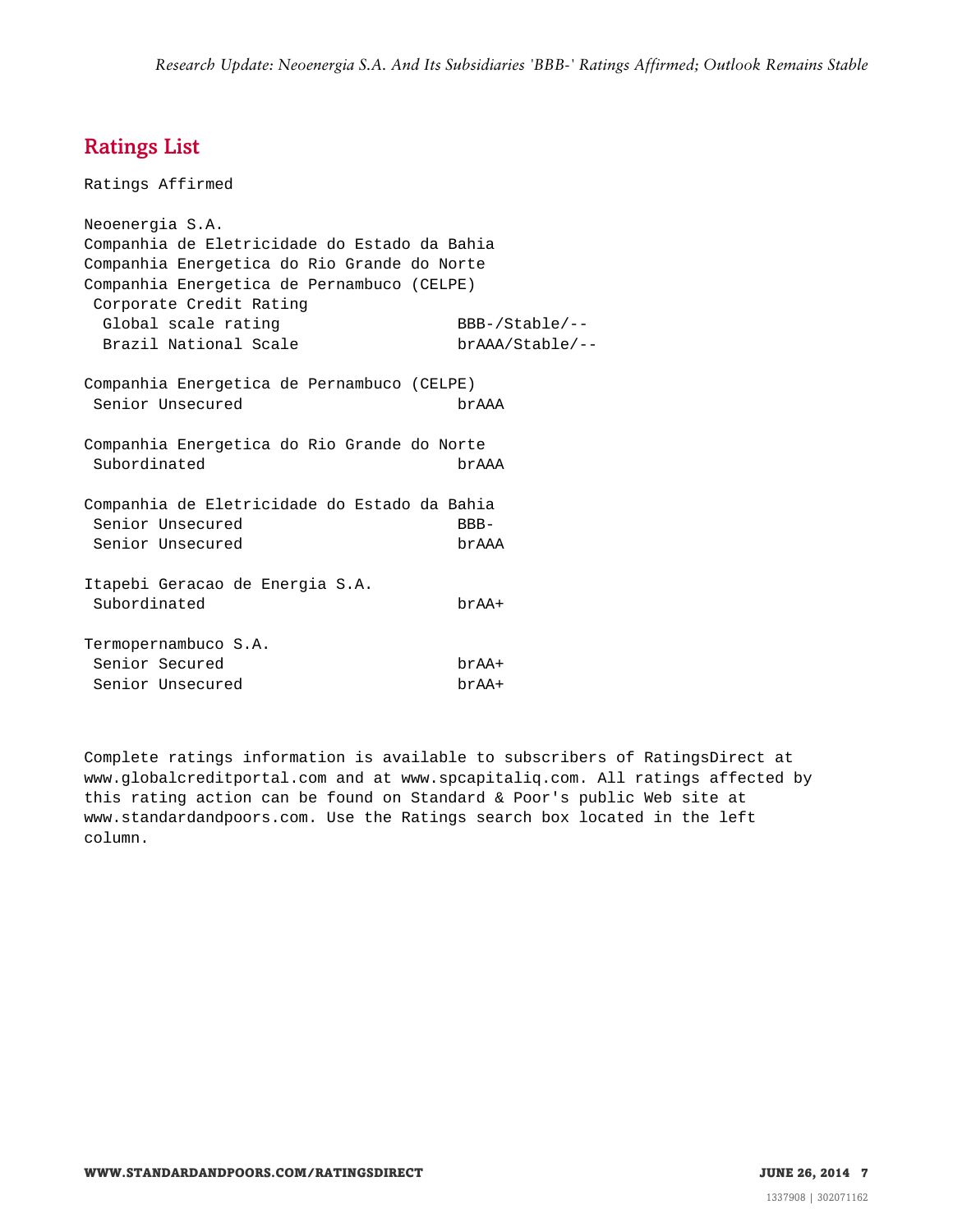## Ratings List

Ratings Affirmed

Neoenergia S.A.
Companhia de Eletricidade do Estado da Bahia
Companhia Energetica do Rio Grande do Norte
Companhia Energetica de Pernambuco (CELPE)

| | |
|---|---|
| Corporate Credit Rating | |
| Global scale rating | BBB-/Stable/-- |
| Brazil National Scale | brAAA/Stable/-- |
| | |
| **Companhia Energetica de Pernambuco (CELPE)** | |
| Senior Unsecured | brAAA |
| | |
| **Companhia Energetica do Rio Grande do Norte** | |
| Subordinated | brAAA |
| | |
| **Companhia de Eletricidade do Estado da Bahia** | |
| Senior Unsecured | BBB- |
| Senior Unsecured | brAAA |
| | |
| **Itapebi Geracao de Energia S.A.** | |
| Subordinated | brAA+ |
| | |
| **Termopernambuco S.A.** | |
| Senior Secured | brAA+ |
| Senior Unsecured | brAA+ |

Complete ratings information is available to subscribers of RatingsDirect at www.globalcreditportal.com and at www.spcapitaliq.com. All ratings affected by this rating action can be found on Standard & Poor's public Web site at www.standardandpoors.com. Use the Ratings search box located in the left column.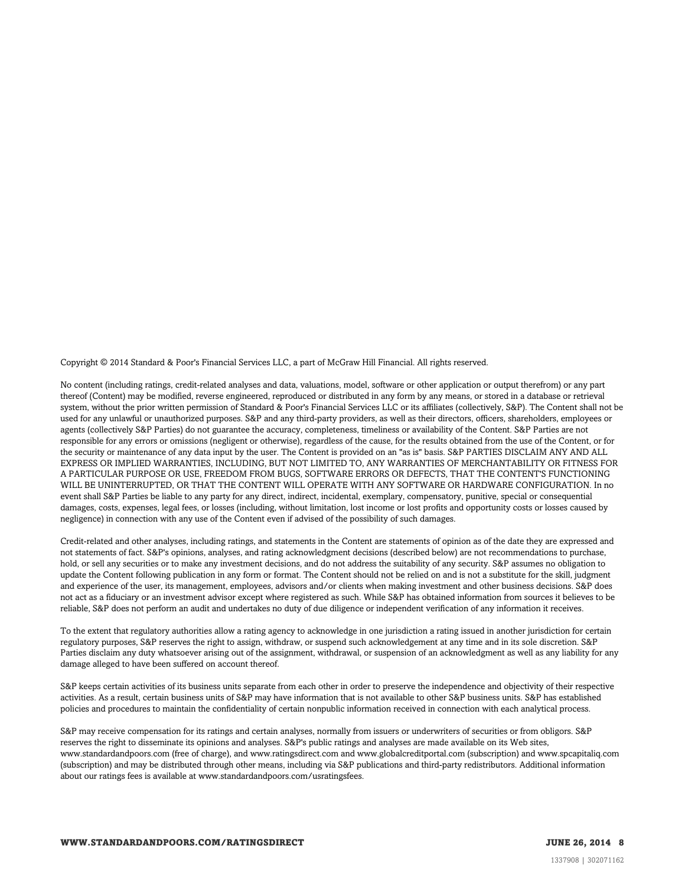Copyright © 2014 Standard & Poor's Financial Services LLC, a part of McGraw Hill Financial. All rights reserved.

No content (including ratings, credit-related analyses and data, valuations, model, software or other application or output therefrom) or any part thereof (Content) may be modified, reverse engineered, reproduced or distributed in any form by any means, or stored in a database or retrieval system, without the prior written permission of Standard & Poor's Financial Services LLC or its affiliates (collectively, S&P). The Content shall not be used for any unlawful or unauthorized purposes. S&P and any third-party providers, as well as their directors, officers, shareholders, employees or agents (collectively S&P Parties) do not guarantee the accuracy, completeness, timeliness or availability of the Content. S&P Parties are not responsible for any errors or omissions (negligent or otherwise), regardless of the cause, for the results obtained from the use of the Content, or for the security or maintenance of any data input by the user. The Content is provided on an "as is" basis. S&P PARTIES DISCLAIM ANY AND ALL EXPRESS OR IMPLIED WARRANTIES, INCLUDING, BUT NOT LIMITED TO, ANY WARRANTIES OF MERCHANTABILITY OR FITNESS FOR A PARTICULAR PURPOSE OR USE, FREEDOM FROM BUGS, SOFTWARE ERRORS OR DEFECTS, THAT THE CONTENT'S FUNCTIONING WILL BE UNINTERRUPTED, OR THAT THE CONTENT WILL OPERATE WITH ANY SOFTWARE OR HARDWARE CONFIGURATION. In no event shall S&P Parties be liable to any party for any direct, indirect, incidental, exemplary, compensatory, punitive, special or consequential damages, costs, expenses, legal fees, or losses (including, without limitation, lost income or lost profits and opportunity costs or losses caused by negligence) in connection with any use of the Content even if advised of the possibility of such damages.

Credit-related and other analyses, including ratings, and statements in the Content are statements of opinion as of the date they are expressed and not statements of fact. S&P's opinions, analyses, and rating acknowledgment decisions (described below) are not recommendations to purchase, hold, or sell any securities or to make any investment decisions, and do not address the suitability of any security. S&P assumes no obligation to update the Content following publication in any form or format. The Content should not be relied on and is not a substitute for the skill, judgment and experience of the user, its management, employees, advisors and/or clients when making investment and other business decisions. S&P does not act as a fiduciary or an investment advisor except where registered as such. While S&P has obtained information from sources it believes to be reliable, S&P does not perform an audit and undertakes no duty of due diligence or independent verification of any information it receives.

To the extent that regulatory authorities allow a rating agency to acknowledge in one jurisdiction a rating issued in another jurisdiction for certain regulatory purposes, S&P reserves the right to assign, withdraw, or suspend such acknowledgement at any time and in its sole discretion. S&P Parties disclaim any duty whatsoever arising out of the assignment, withdrawal, or suspension of an acknowledgment as well as any liability for any damage alleged to have been suffered on account thereof.

S&P keeps certain activities of its business units separate from each other in order to preserve the independence and objectivity of their respective activities. As a result, certain business units of S&P may have information that is not available to other S&P business units. S&P has established policies and procedures to maintain the confidentiality of certain nonpublic information received in connection with each analytical process.

S&P may receive compensation for its ratings and certain analyses, normally from issuers or underwriters of securities or from obligors. S&P reserves the right to disseminate its opinions and analyses. S&P's public ratings and analyses are made available on its Web sites, www.standardandpoors.com (free of charge), and www.ratingsdirect.com and www.globalcreditportal.com (subscription) and www.spcapitaliq.com (subscription) and may be distributed through other means, including via S&P publications and third-party redistributors. Additional information about our ratings fees is available at www.standardandpoors.com/usratingsfees.